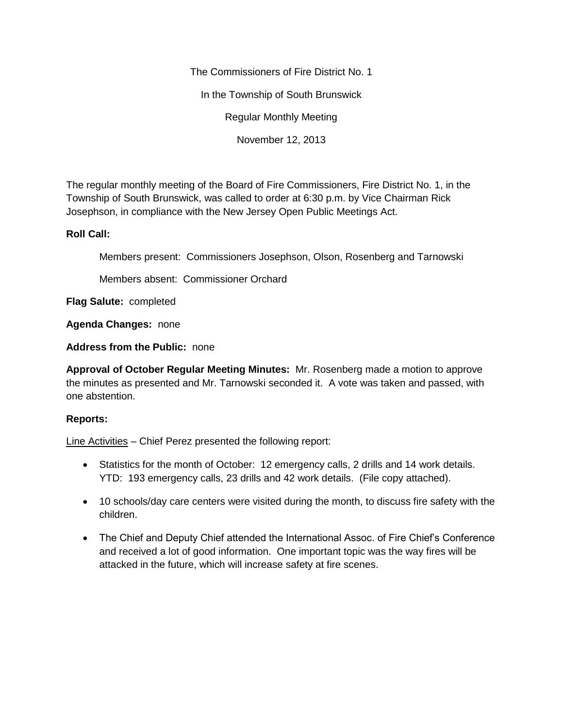The Commissioners of Fire District No. 1

In the Township of South Brunswick

Regular Monthly Meeting

November 12, 2013

The regular monthly meeting of the Board of Fire Commissioners, Fire District No. 1, in the Township of South Brunswick, was called to order at 6:30 p.m. by Vice Chairman Rick Josephson, in compliance with the New Jersey Open Public Meetings Act.

**Roll Call:**

Members present: Commissioners Josephson, Olson, Rosenberg and Tarnowski

Members absent: Commissioner Orchard

**Flag Salute:** completed

**Agenda Changes:** none

**Address from the Public:** none

**Approval of October Regular Meeting Minutes:** Mr. Rosenberg made a motion to approve the minutes as presented and Mr. Tarnowski seconded it. A vote was taken and passed, with one abstention.

**Reports:**

<u>Line Activities</u> – Chief Perez presented the following report:

- Statistics for the month of October: 12 emergency calls, 2 drills and 14 work details. YTD: 193 emergency calls, 23 drills and 42 work details. (File copy attached).
- 10 schools/day care centers were visited during the month, to discuss fire safety with the children.
- The Chief and Deputy Chief attended the International Assoc. of Fire Chief's Conference and received a lot of good information. One important topic was the way fires will be attacked in the future, which will increase safety at fire scenes.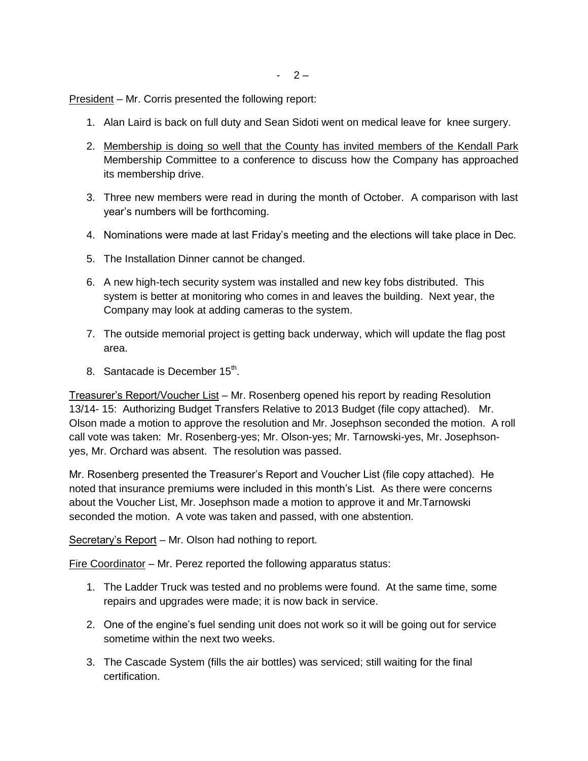President – Mr. Corris presented the following report:

1. Alan Laird is back on full duty and Sean Sidoti went on medical leave for knee surgery.
2. Membership is doing so well that the County has invited members of the Kendall Park Membership Committee to a conference to discuss how the Company has approached its membership drive.
3. Three new members were read in during the month of October. A comparison with last year's numbers will be forthcoming.
4. Nominations were made at last Friday's meeting and the elections will take place in Dec.
5. The Installation Dinner cannot be changed.
6. A new high-tech security system was installed and new key fobs distributed. This system is better at monitoring who comes in and leaves the building. Next year, the Company may look at adding cameras to the system.
7. The outside memorial project is getting back underway, which will update the flag post area.
8. Santacade is December 15th.

Treasurer's Report/Voucher List – Mr. Rosenberg opened his report by reading Resolution 13/14- 15: Authorizing Budget Transfers Relative to 2013 Budget (file copy attached). Mr. Olson made a motion to approve the resolution and Mr. Josephson seconded the motion. A roll call vote was taken: Mr. Rosenberg-yes; Mr. Olson-yes; Mr. Tarnowski-yes, Mr. Josephson-yes, Mr. Orchard was absent. The resolution was passed.

Mr. Rosenberg presented the Treasurer's Report and Voucher List (file copy attached). He noted that insurance premiums were included in this month's List. As there were concerns about the Voucher List, Mr. Josephson made a motion to approve it and Mr.Tarnowski seconded the motion. A vote was taken and passed, with one abstention.

Secretary's Report – Mr. Olson had nothing to report.

Fire Coordinator – Mr. Perez reported the following apparatus status:

1. The Ladder Truck was tested and no problems were found. At the same time, some repairs and upgrades were made; it is now back in service.
2. One of the engine's fuel sending unit does not work so it will be going out for service sometime within the next two weeks.
3. The Cascade System (fills the air bottles) was serviced; still waiting for the final certification.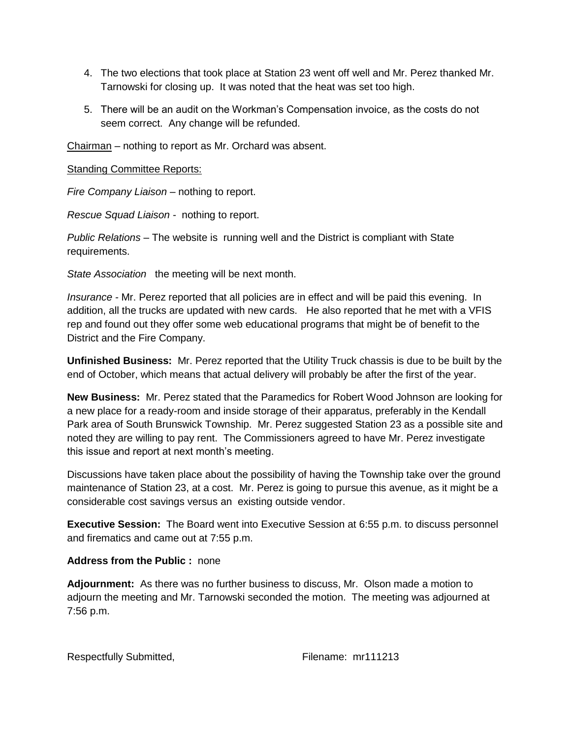4. The two elections that took place at Station 23 went off well and Mr. Perez thanked Mr. Tarnowski for closing up. It was noted that the heat was set too high.
5. There will be an audit on the Workman's Compensation invoice, as the costs do not seem correct. Any change will be refunded.

Chairman – nothing to report as Mr. Orchard was absent.

Standing Committee Reports:

*Fire Company Liaison* – nothing to report.

*Rescue Squad Liaison* - nothing to report.

*Public Relations* – The website is running well and the District is compliant with State requirements.

*State Association* the meeting will be next month.

*Insurance* - Mr. Perez reported that all policies are in effect and will be paid this evening. In addition, all the trucks are updated with new cards. He also reported that he met with a VFIS rep and found out they offer some web educational programs that might be of benefit to the District and the Fire Company.

**Unfinished Business:** Mr. Perez reported that the Utility Truck chassis is due to be built by the end of October, which means that actual delivery will probably be after the first of the year.

**New Business:** Mr. Perez stated that the Paramedics for Robert Wood Johnson are looking for a new place for a ready-room and inside storage of their apparatus, preferably in the Kendall Park area of South Brunswick Township. Mr. Perez suggested Station 23 as a possible site and noted they are willing to pay rent. The Commissioners agreed to have Mr. Perez investigate this issue and report at next month's meeting.

Discussions have taken place about the possibility of having the Township take over the ground maintenance of Station 23, at a cost. Mr. Perez is going to pursue this avenue, as it might be a considerable cost savings versus an existing outside vendor.

**Executive Session:** The Board went into Executive Session at 6:55 p.m. to discuss personnel and firematics and came out at 7:55 p.m.

**Address from the Public :** none

**Adjournment:** As there was no further business to discuss, Mr. Olson made a motion to adjourn the meeting and Mr. Tarnowski seconded the motion. The meeting was adjourned at 7:56 p.m.

Respectfully Submitted, Filename: mr111213